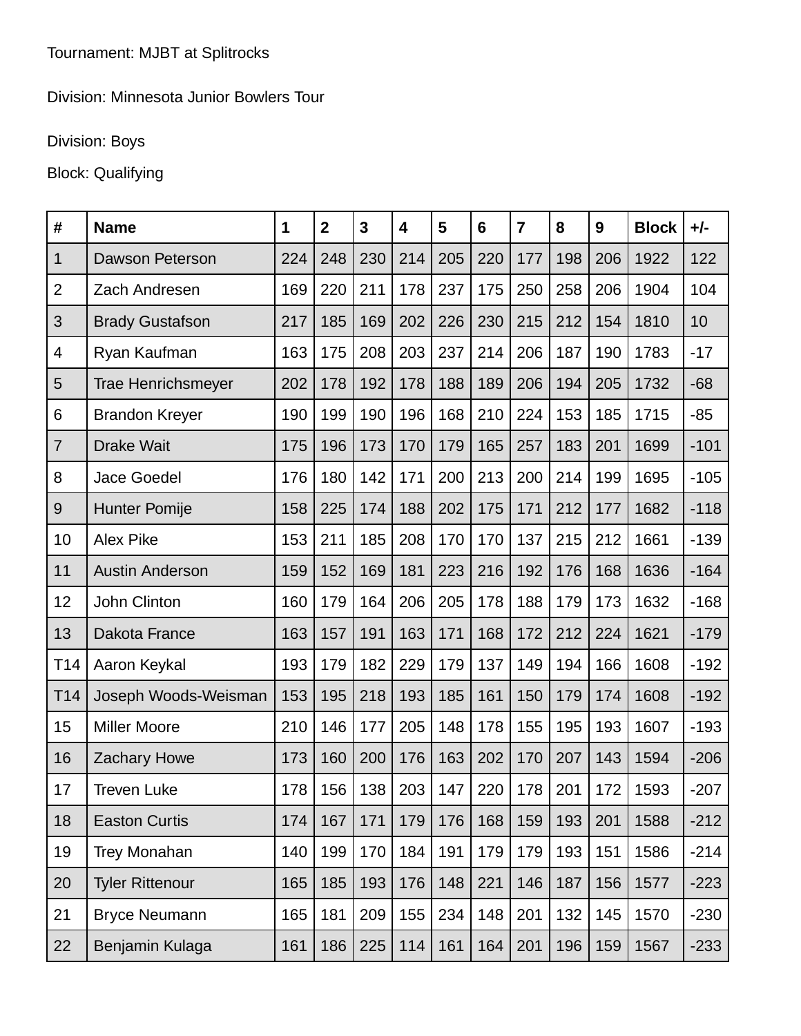Tournament: MJBT at Splitrocks

Division: Minnesota Junior Bowlers Tour

Division: Boys

Block: Qualifying

| # | Name | 1 | 2 | 3 | 4 | 5 | 6 | 7 | 8 | 9 | Block | +/- |
|---|---|---|---|---|---|---|---|---|---|---|---|---|
| 1 | Dawson Peterson | 224 | 248 | 230 | 214 | 205 | 220 | 177 | 198 | 206 | 1922 | 122 |
| 2 | Zach Andresen | 169 | 220 | 211 | 178 | 237 | 175 | 250 | 258 | 206 | 1904 | 104 |
| 3 | Brady Gustafson | 217 | 185 | 169 | 202 | 226 | 230 | 215 | 212 | 154 | 1810 | 10 |
| 4 | Ryan Kaufman | 163 | 175 | 208 | 203 | 237 | 214 | 206 | 187 | 190 | 1783 | -17 |
| 5 | Trae Henrichsmeyer | 202 | 178 | 192 | 178 | 188 | 189 | 206 | 194 | 205 | 1732 | -68 |
| 6 | Brandon Kreyer | 190 | 199 | 190 | 196 | 168 | 210 | 224 | 153 | 185 | 1715 | -85 |
| 7 | Drake Wait | 175 | 196 | 173 | 170 | 179 | 165 | 257 | 183 | 201 | 1699 | -101 |
| 8 | Jace Goedel | 176 | 180 | 142 | 171 | 200 | 213 | 200 | 214 | 199 | 1695 | -105 |
| 9 | Hunter Pomije | 158 | 225 | 174 | 188 | 202 | 175 | 171 | 212 | 177 | 1682 | -118 |
| 10 | Alex Pike | 153 | 211 | 185 | 208 | 170 | 170 | 137 | 215 | 212 | 1661 | -139 |
| 11 | Austin Anderson | 159 | 152 | 169 | 181 | 223 | 216 | 192 | 176 | 168 | 1636 | -164 |
| 12 | John Clinton | 160 | 179 | 164 | 206 | 205 | 178 | 188 | 179 | 173 | 1632 | -168 |
| 13 | Dakota France | 163 | 157 | 191 | 163 | 171 | 168 | 172 | 212 | 224 | 1621 | -179 |
| T14 | Aaron Keykal | 193 | 179 | 182 | 229 | 179 | 137 | 149 | 194 | 166 | 1608 | -192 |
| T14 | Joseph Woods-Weisman | 153 | 195 | 218 | 193 | 185 | 161 | 150 | 179 | 174 | 1608 | -192 |
| 15 | Miller Moore | 210 | 146 | 177 | 205 | 148 | 178 | 155 | 195 | 193 | 1607 | -193 |
| 16 | Zachary Howe | 173 | 160 | 200 | 176 | 163 | 202 | 170 | 207 | 143 | 1594 | -206 |
| 17 | Treven Luke | 178 | 156 | 138 | 203 | 147 | 220 | 178 | 201 | 172 | 1593 | -207 |
| 18 | Easton Curtis | 174 | 167 | 171 | 179 | 176 | 168 | 159 | 193 | 201 | 1588 | -212 |
| 19 | Trey Monahan | 140 | 199 | 170 | 184 | 191 | 179 | 179 | 193 | 151 | 1586 | -214 |
| 20 | Tyler Rittenour | 165 | 185 | 193 | 176 | 148 | 221 | 146 | 187 | 156 | 1577 | -223 |
| 21 | Bryce Neumann | 165 | 181 | 209 | 155 | 234 | 148 | 201 | 132 | 145 | 1570 | -230 |
| 22 | Benjamin Kulaga | 161 | 186 | 225 | 114 | 161 | 164 | 201 | 196 | 159 | 1567 | -233 |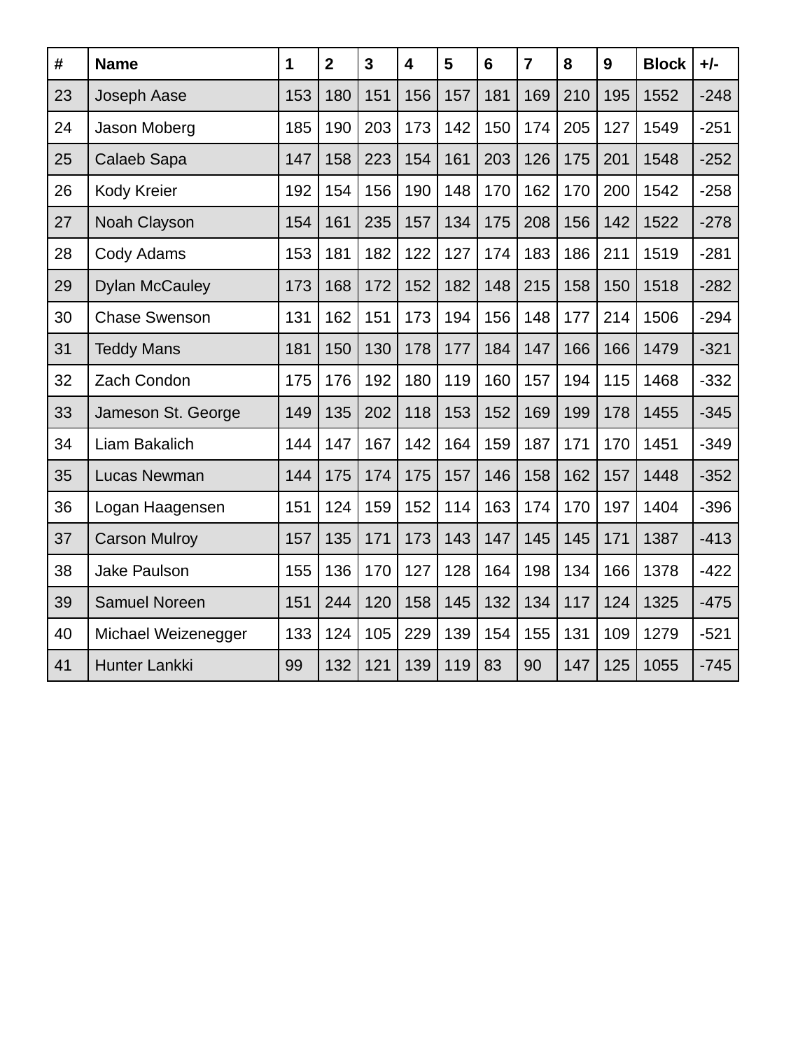| # | Name | 1 | 2 | 3 | 4 | 5 | 6 | 7 | 8 | 9 | Block | +/- |
|---|---|---|---|---|---|---|---|---|---|---|---|---|
| 23 | Joseph Aase | 153 | 180 | 151 | 156 | 157 | 181 | 169 | 210 | 195 | 1552 | -248 |
| 24 | Jason Moberg | 185 | 190 | 203 | 173 | 142 | 150 | 174 | 205 | 127 | 1549 | -251 |
| 25 | Calaeb Sapa | 147 | 158 | 223 | 154 | 161 | 203 | 126 | 175 | 201 | 1548 | -252 |
| 26 | Kody Kreier | 192 | 154 | 156 | 190 | 148 | 170 | 162 | 170 | 200 | 1542 | -258 |
| 27 | Noah Clayson | 154 | 161 | 235 | 157 | 134 | 175 | 208 | 156 | 142 | 1522 | -278 |
| 28 | Cody Adams | 153 | 181 | 182 | 122 | 127 | 174 | 183 | 186 | 211 | 1519 | -281 |
| 29 | Dylan McCauley | 173 | 168 | 172 | 152 | 182 | 148 | 215 | 158 | 150 | 1518 | -282 |
| 30 | Chase Swenson | 131 | 162 | 151 | 173 | 194 | 156 | 148 | 177 | 214 | 1506 | -294 |
| 31 | Teddy Mans | 181 | 150 | 130 | 178 | 177 | 184 | 147 | 166 | 166 | 1479 | -321 |
| 32 | Zach Condon | 175 | 176 | 192 | 180 | 119 | 160 | 157 | 194 | 115 | 1468 | -332 |
| 33 | Jameson St. George | 149 | 135 | 202 | 118 | 153 | 152 | 169 | 199 | 178 | 1455 | -345 |
| 34 | Liam Bakalich | 144 | 147 | 167 | 142 | 164 | 159 | 187 | 171 | 170 | 1451 | -349 |
| 35 | Lucas Newman | 144 | 175 | 174 | 175 | 157 | 146 | 158 | 162 | 157 | 1448 | -352 |
| 36 | Logan Haagensen | 151 | 124 | 159 | 152 | 114 | 163 | 174 | 170 | 197 | 1404 | -396 |
| 37 | Carson Mulroy | 157 | 135 | 171 | 173 | 143 | 147 | 145 | 145 | 171 | 1387 | -413 |
| 38 | Jake Paulson | 155 | 136 | 170 | 127 | 128 | 164 | 198 | 134 | 166 | 1378 | -422 |
| 39 | Samuel Noreen | 151 | 244 | 120 | 158 | 145 | 132 | 134 | 117 | 124 | 1325 | -475 |
| 40 | Michael Weizenegger | 133 | 124 | 105 | 229 | 139 | 154 | 155 | 131 | 109 | 1279 | -521 |
| 41 | Hunter Lankki | 99 | 132 | 121 | 139 | 119 | 83 | 90 | 147 | 125 | 1055 | -745 |